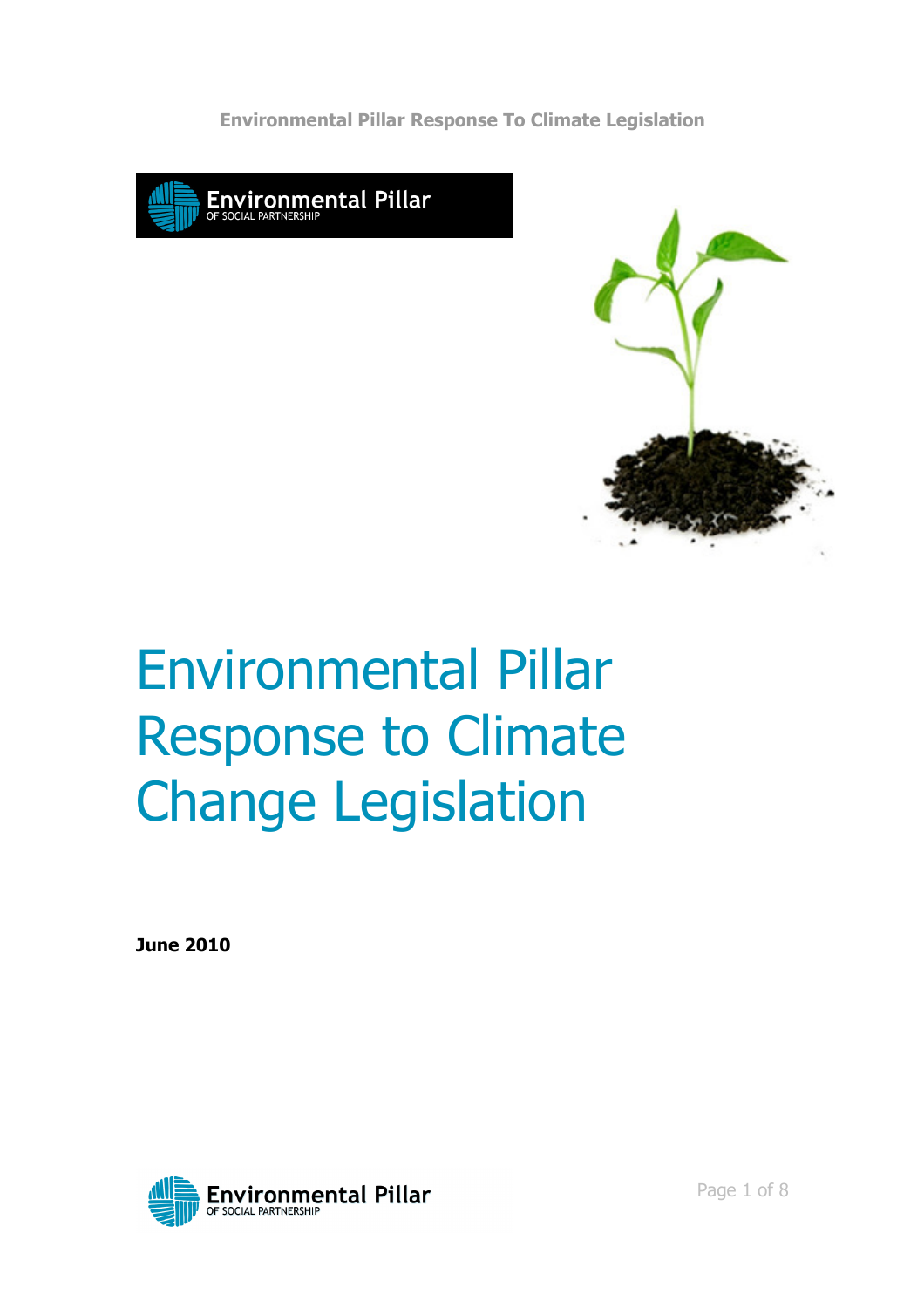# Environmental Pillar Response to Climate Change Legislation

**June 2010**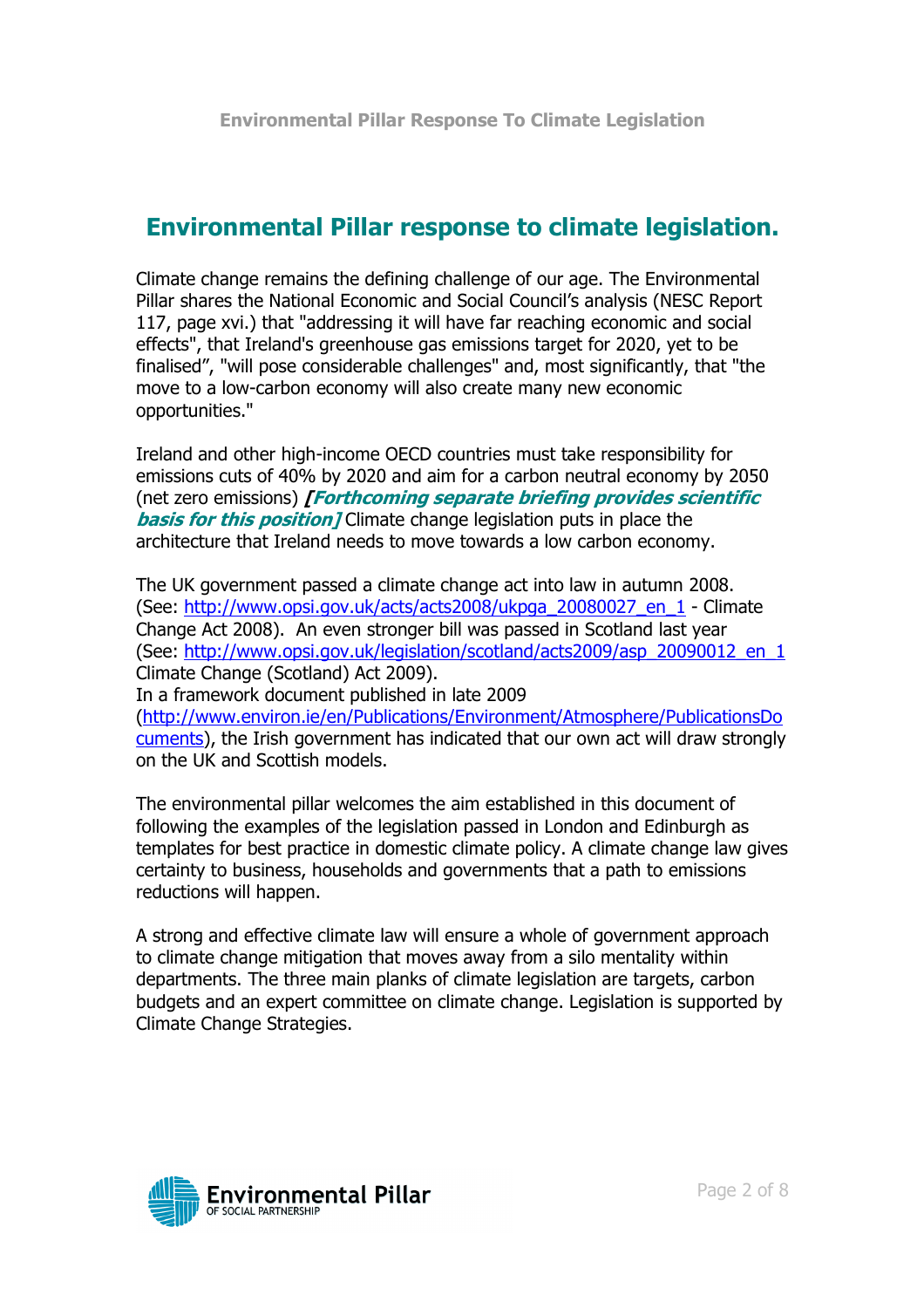## Environmental Pillar response to climate legislation.

Climate change remains the defining challenge of our age. The Environmental Pillar shares the National Economic and Social Council's analysis (NESC Report 117, page xvi.) that "addressing it will have far reaching economic and social effects", that Ireland's greenhouse gas emissions target for 2020, yet to be finalised", "will pose considerable challenges" and, most significantly, that "the move to a low-carbon economy will also create many new economic opportunities."

Ireland and other high-income OECD countries must take responsibility for emissions cuts of 40% by 2020 and aim for a carbon neutral economy by 2050 (net zero emissions) ***[Forthcoming separate briefing provides scientific basis for this position]*** Climate change legislation puts in place the architecture that Ireland needs to move towards a low carbon economy.

The UK government passed a climate change act into law in autumn 2008. (See: http://www.opsi.gov.uk/acts/acts2008/ukpga_20080027_en_1 - Climate Change Act 2008). An even stronger bill was passed in Scotland last year (See: http://www.opsi.gov.uk/legislation/scotland/acts2009/asp_20090012_en_1 Climate Change (Scotland) Act 2009).
In a framework document published in late 2009 (http://www.environ.ie/en/Publications/Environment/Atmosphere/PublicationsDocuments), the Irish government has indicated that our own act will draw strongly on the UK and Scottish models.

The environmental pillar welcomes the aim established in this document of following the examples of the legislation passed in London and Edinburgh as templates for best practice in domestic climate policy. A climate change law gives certainty to business, households and governments that a path to emissions reductions will happen.

A strong and effective climate law will ensure a whole of government approach to climate change mitigation that moves away from a silo mentality within departments. The three main planks of climate legislation are targets, carbon budgets and an expert committee on climate change. Legislation is supported by Climate Change Strategies.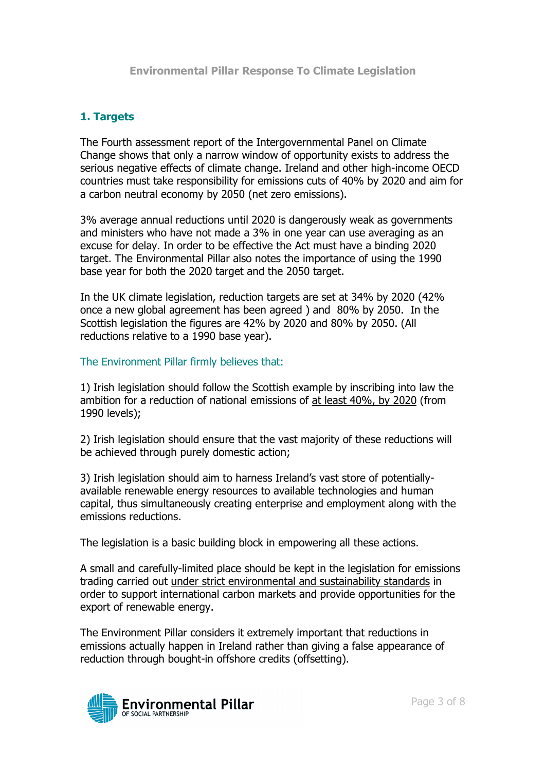## 1. Targets

The Fourth assessment report of the Intergovernmental Panel on Climate Change shows that only a narrow window of opportunity exists to address the serious negative effects of climate change. Ireland and other high-income OECD countries must take responsibility for emissions cuts of 40% by 2020 and aim for a carbon neutral economy by 2050 (net zero emissions).

3% average annual reductions until 2020 is dangerously weak as governments and ministers who have not made a 3% in one year can use averaging as an excuse for delay. In order to be effective the Act must have a binding 2020 target. The Environmental Pillar also notes the importance of using the 1990 base year for both the 2020 target and the 2050 target.

In the UK climate legislation, reduction targets are set at 34% by 2020 (42% once a new global agreement has been agreed ) and 80% by 2050. In the Scottish legislation the figures are 42% by 2020 and 80% by 2050. (All reductions relative to a 1990 base year).

The Environment Pillar firmly believes that:

1) Irish legislation should follow the Scottish example by inscribing into law the ambition for a reduction of national emissions of <u>at least 40%, by 2020</u> (from 1990 levels);

2) Irish legislation should ensure that the vast majority of these reductions will be achieved through purely domestic action;

3) Irish legislation should aim to harness Ireland's vast store of potentially-available renewable energy resources to available technologies and human capital, thus simultaneously creating enterprise and employment along with the emissions reductions.

The legislation is a basic building block in empowering all these actions.

A small and carefully-limited place should be kept in the legislation for emissions trading carried out <u>under strict environmental and sustainability standards</u> in order to support international carbon markets and provide opportunities for the export of renewable energy.

The Environment Pillar considers it extremely important that reductions in emissions actually happen in Ireland rather than giving a false appearance of reduction through bought-in offshore credits (offsetting).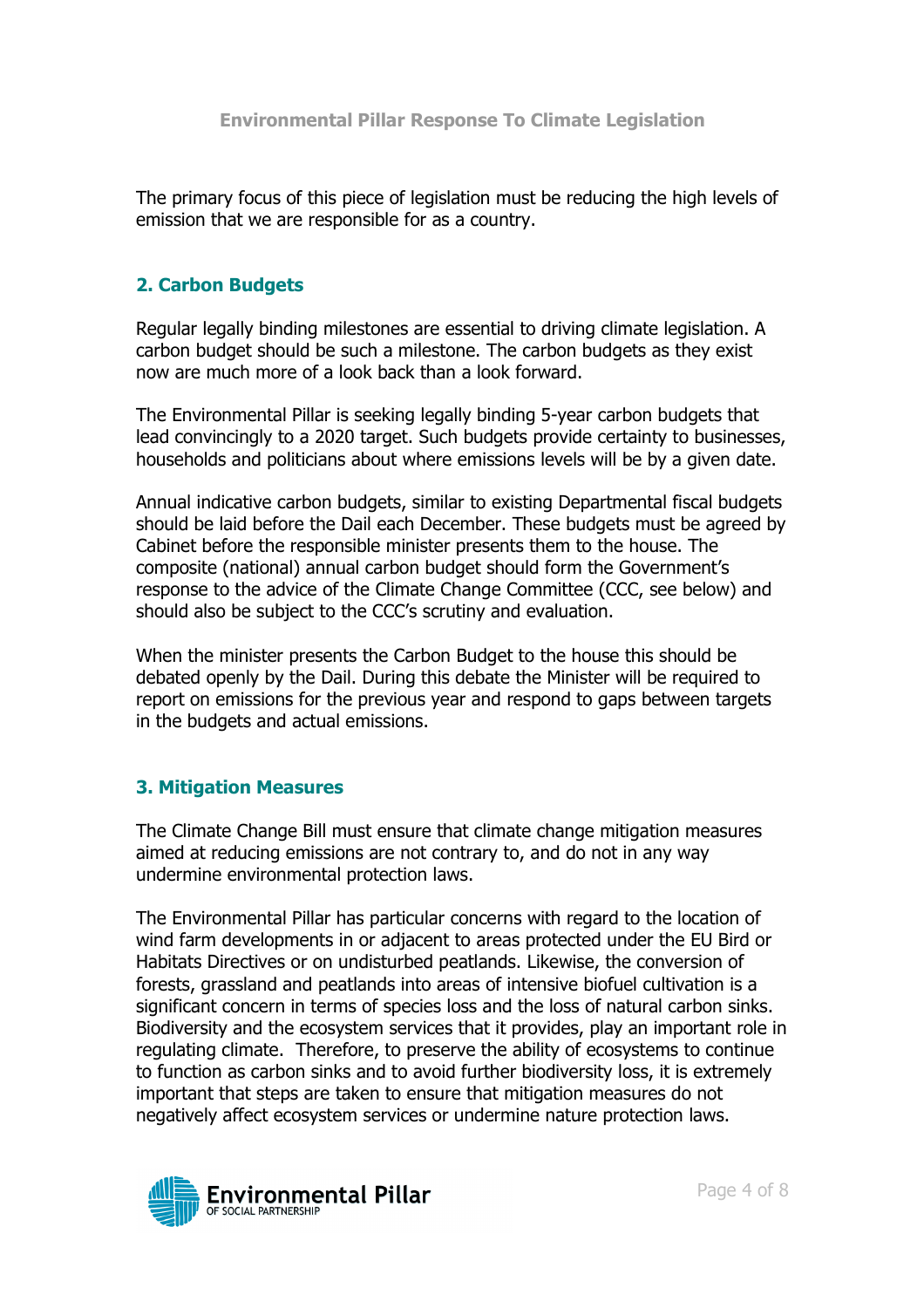The primary focus of this piece of legislation must be reducing the high levels of emission that we are responsible for as a country.

## 2. Carbon Budgets

Regular legally binding milestones are essential to driving climate legislation. A carbon budget should be such a milestone. The carbon budgets as they exist now are much more of a look back than a look forward.

The Environmental Pillar is seeking legally binding 5-year carbon budgets that lead convincingly to a 2020 target. Such budgets provide certainty to businesses, households and politicians about where emissions levels will be by a given date.

Annual indicative carbon budgets, similar to existing Departmental fiscal budgets should be laid before the Dail each December. These budgets must be agreed by Cabinet before the responsible minister presents them to the house. The composite (national) annual carbon budget should form the Government's response to the advice of the Climate Change Committee (CCC, see below) and should also be subject to the CCC's scrutiny and evaluation.

When the minister presents the Carbon Budget to the house this should be debated openly by the Dail. During this debate the Minister will be required to report on emissions for the previous year and respond to gaps between targets in the budgets and actual emissions.

## 3. Mitigation Measures

The Climate Change Bill must ensure that climate change mitigation measures aimed at reducing emissions are not contrary to, and do not in any way undermine environmental protection laws.

The Environmental Pillar has particular concerns with regard to the location of wind farm developments in or adjacent to areas protected under the EU Bird or Habitats Directives or on undisturbed peatlands. Likewise, the conversion of forests, grassland and peatlands into areas of intensive biofuel cultivation is a significant concern in terms of species loss and the loss of natural carbon sinks. Biodiversity and the ecosystem services that it provides, play an important role in regulating climate. Therefore, to preserve the ability of ecosystems to continue to function as carbon sinks and to avoid further biodiversity loss, it is extremely important that steps are taken to ensure that mitigation measures do not negatively affect ecosystem services or undermine nature protection laws.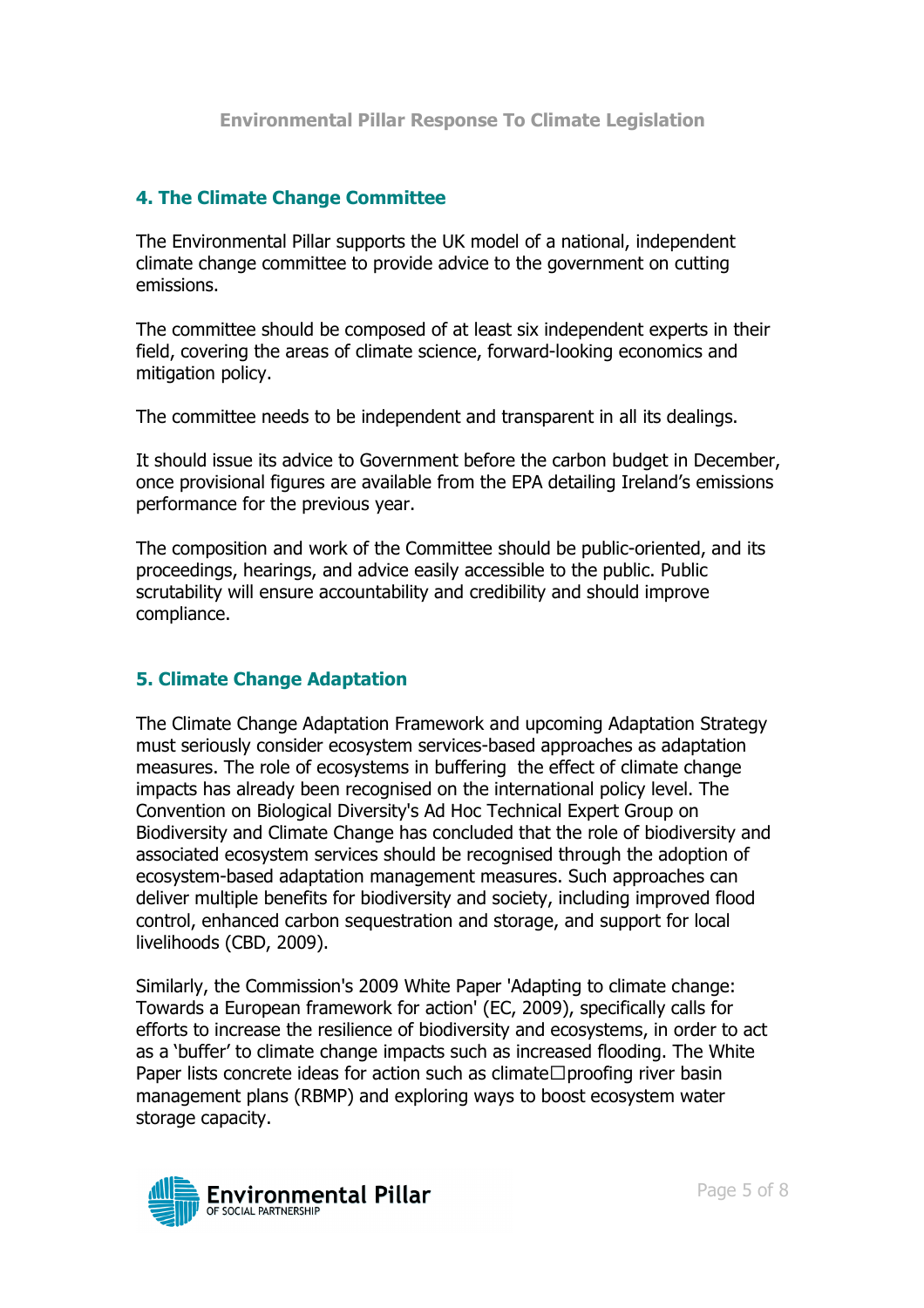## 4. The Climate Change Committee

The Environmental Pillar supports the UK model of a national, independent climate change committee to provide advice to the government on cutting emissions.

The committee should be composed of at least six independent experts in their field, covering the areas of climate science, forward-looking economics and mitigation policy.

The committee needs to be independent and transparent in all its dealings.

It should issue its advice to Government before the carbon budget in December, once provisional figures are available from the EPA detailing Ireland's emissions performance for the previous year.

The composition and work of the Committee should be public-oriented, and its proceedings, hearings, and advice easily accessible to the public. Public scrutability will ensure accountability and credibility and should improve compliance.

## 5. Climate Change Adaptation

The Climate Change Adaptation Framework and upcoming Adaptation Strategy must seriously consider ecosystem services-based approaches as adaptation measures. The role of ecosystems in buffering the effect of climate change impacts has already been recognised on the international policy level. The Convention on Biological Diversity's Ad Hoc Technical Expert Group on Biodiversity and Climate Change has concluded that the role of biodiversity and associated ecosystem services should be recognised through the adoption of ecosystem-based adaptation management measures. Such approaches can deliver multiple benefits for biodiversity and society, including improved flood control, enhanced carbon sequestration and storage, and support for local livelihoods (CBD, 2009).

Similarly, the Commission's 2009 White Paper 'Adapting to climate change: Towards a European framework for action' (EC, 2009), specifically calls for efforts to increase the resilience of biodiversity and ecosystems, in order to act as a 'buffer' to climate change impacts such as increased flooding. The White Paper lists concrete ideas for action such as climate□proofing river basin management plans (RBMP) and exploring ways to boost ecosystem water storage capacity.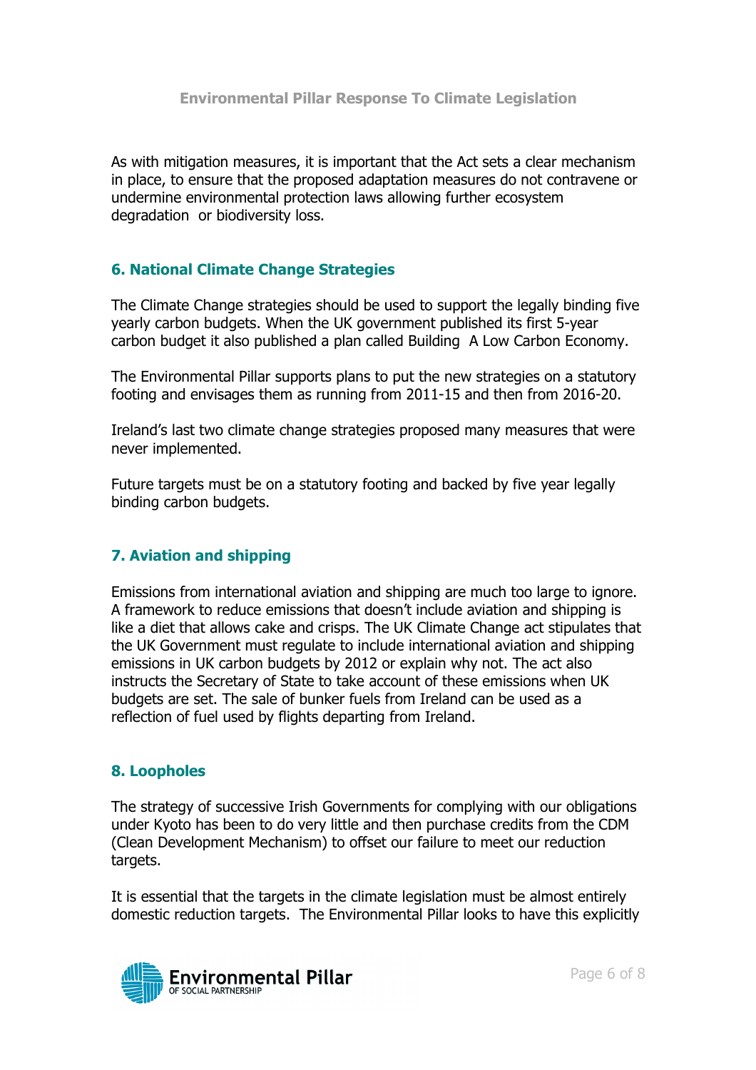As with mitigation measures, it is important that the Act sets a clear mechanism in place, to ensure that the proposed adaptation measures do not contravene or undermine environmental protection laws allowing further ecosystem degradation or biodiversity loss.

## 6. National Climate Change Strategies

The Climate Change strategies should be used to support the legally binding five yearly carbon budgets. When the UK government published its first 5-year carbon budget it also published a plan called Building A Low Carbon Economy.

The Environmental Pillar supports plans to put the new strategies on a statutory footing and envisages them as running from 2011-15 and then from 2016-20.

Ireland's last two climate change strategies proposed many measures that were never implemented.

Future targets must be on a statutory footing and backed by five year legally binding carbon budgets.

## 7. Aviation and shipping

Emissions from international aviation and shipping are much too large to ignore. A framework to reduce emissions that doesn't include aviation and shipping is like a diet that allows cake and crisps. The UK Climate Change act stipulates that the UK Government must regulate to include international aviation and shipping emissions in UK carbon budgets by 2012 or explain why not. The act also instructs the Secretary of State to take account of these emissions when UK budgets are set. The sale of bunker fuels from Ireland can be used as a reflection of fuel used by flights departing from Ireland.

## 8. Loopholes

The strategy of successive Irish Governments for complying with our obligations under Kyoto has been to do very little and then purchase credits from the CDM (Clean Development Mechanism) to offset our failure to meet our reduction targets.

It is essential that the targets in the climate legislation must be almost entirely domestic reduction targets. The Environmental Pillar looks to have this explicitly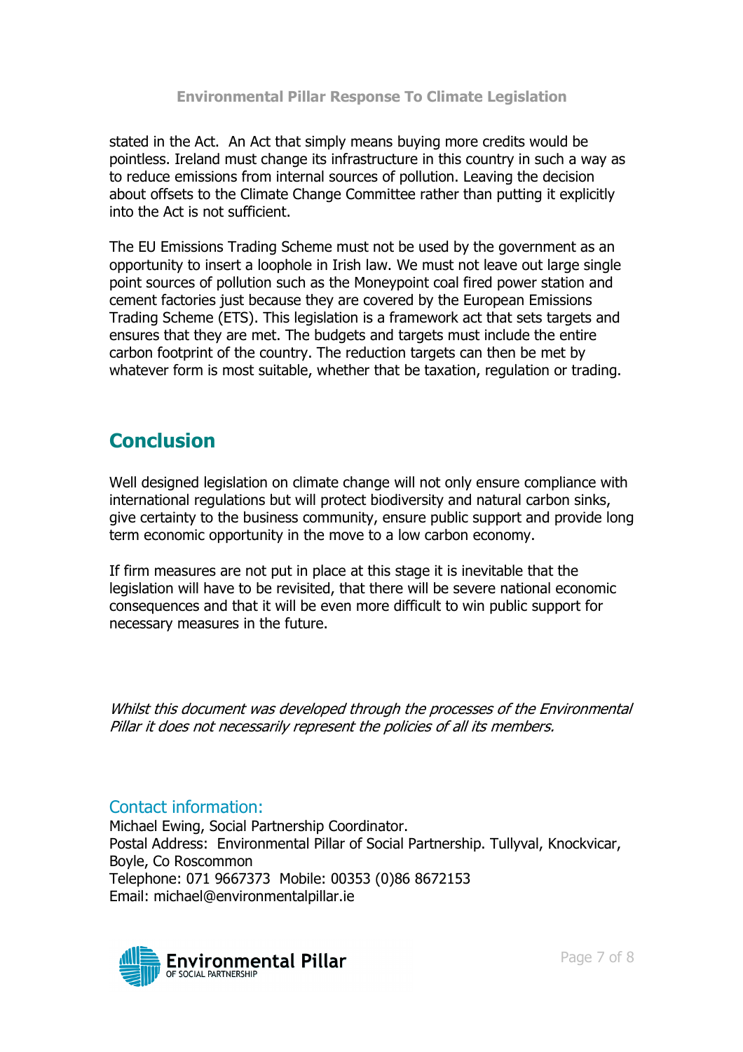stated in the Act. An Act that simply means buying more credits would be pointless. Ireland must change its infrastructure in this country in such a way as to reduce emissions from internal sources of pollution. Leaving the decision about offsets to the Climate Change Committee rather than putting it explicitly into the Act is not sufficient.

The EU Emissions Trading Scheme must not be used by the government as an opportunity to insert a loophole in Irish law. We must not leave out large single point sources of pollution such as the Moneypoint coal fired power station and cement factories just because they are covered by the European Emissions Trading Scheme (ETS). This legislation is a framework act that sets targets and ensures that they are met. The budgets and targets must include the entire carbon footprint of the country. The reduction targets can then be met by whatever form is most suitable, whether that be taxation, regulation or trading.

## Conclusion

Well designed legislation on climate change will not only ensure compliance with international regulations but will protect biodiversity and natural carbon sinks, give certainty to the business community, ensure public support and provide long term economic opportunity in the move to a low carbon economy.

If firm measures are not put in place at this stage it is inevitable that the legislation will have to be revisited, that there will be severe national economic consequences and that it will be even more difficult to win public support for necessary measures in the future.

*Whilst this document was developed through the processes of the Environmental Pillar it does not necessarily represent the policies of all its members.*

### Contact information:

Michael Ewing, Social Partnership Coordinator.
Postal Address: Environmental Pillar of Social Partnership. Tullyval, Knockvicar, Boyle, Co Roscommon
Telephone: 071 9667373 Mobile: 00353 (0)86 8672153
Email: michael@environmentalpillar.ie

Environmental Pillar
OF SOCIAL PARTNERSHIP